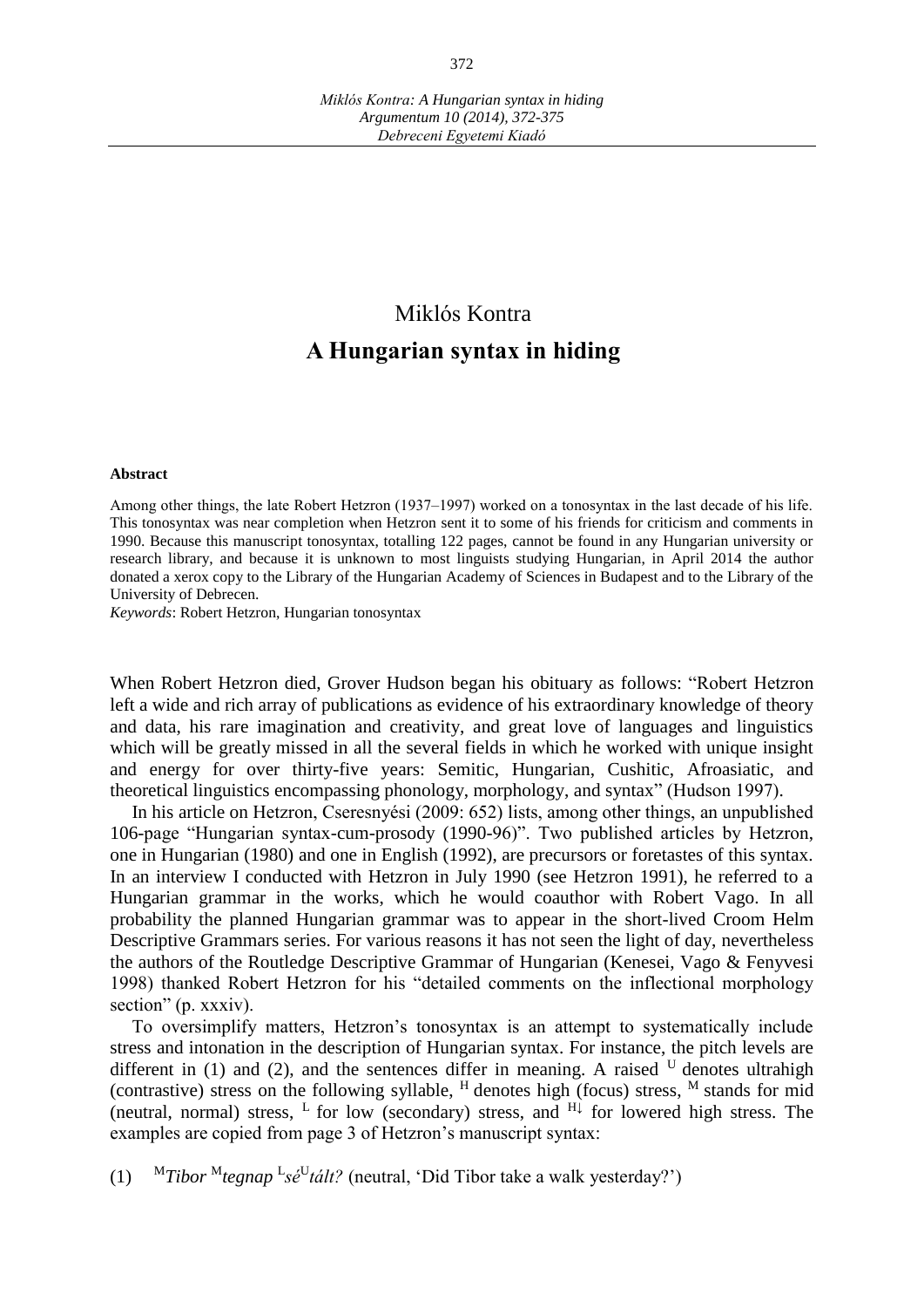# Miklós Kontra

## A Hungarian syntax in hiding

**Abstract**

Among other things, the late Robert Hetzron (1937–1997) worked on a tonosyntax in the last decade of his life. This tonosyntax was near completion when Hetzron sent it to some of his friends for criticism and comments in 1990. Because this manuscript tonosyntax, totalling 122 pages, cannot be found in any Hungarian university or research library, and because it is unknown to most linguists studying Hungarian, in April 2014 the author donated a xerox copy to the Library of the Hungarian Academy of Sciences in Budapest and to the Library of the University of Debrecen.

*Keywords*: Robert Hetzron, Hungarian tonosyntax

When Robert Hetzron died, Grover Hudson began his obituary as follows: "Robert Hetzron left a wide and rich array of publications as evidence of his extraordinary knowledge of theory and data, his rare imagination and creativity, and great love of languages and linguistics which will be greatly missed in all the several fields in which he worked with unique insight and energy for over thirty-five years: Semitic, Hungarian, Cushitic, Afroasiatic, and theoretical linguistics encompassing phonology, morphology, and syntax" (Hudson 1997).

In his article on Hetzron, Cseresnyési (2009: 652) lists, among other things, an unpublished 106-page "Hungarian syntax-cum-prosody (1990-96)". Two published articles by Hetzron, one in Hungarian (1980) and one in English (1992), are precursors or foretastes of this syntax. In an interview I conducted with Hetzron in July 1990 (see Hetzron 1991), he referred to a Hungarian grammar in the works, which he would coauthor with Robert Vago. In all probability the planned Hungarian grammar was to appear in the short-lived Croom Helm Descriptive Grammars series. For various reasons it has not seen the light of day, nevertheless the authors of the Routledge Descriptive Grammar of Hungarian (Kenesei, Vago & Fenyvesi 1998) thanked Robert Hetzron for his "detailed comments on the inflectional morphology section" (p. xxxiv).

To oversimplify matters, Hetzron's tonosyntax is an attempt to systematically include stress and intonation in the description of Hungarian syntax. For instance, the pitch levels are different in (1) and (2), and the sentences differ in meaning. A raised $^{\mathrm{U}}$ denotes ultrahigh (contrastive) stress on the following syllable, $^{\mathrm{H}}$ denotes high (focus) stress, $^{\mathrm{M}}$ stands for mid (neutral, normal) stress, $^{\mathrm{L}}$ for low (secondary) stress, and $^{\mathrm{H\downarrow}}$ for lowered high stress. The examples are copied from page 3 of Hetzron's manuscript syntax:

(1) $^{\mathrm{M}}$*Tibor* $^{\mathrm{M}}$*tegnap* $^{\mathrm{L}}$*sé*$^{\mathrm{U}}$*tált?* (neutral, 'Did Tibor take a walk yesterday?')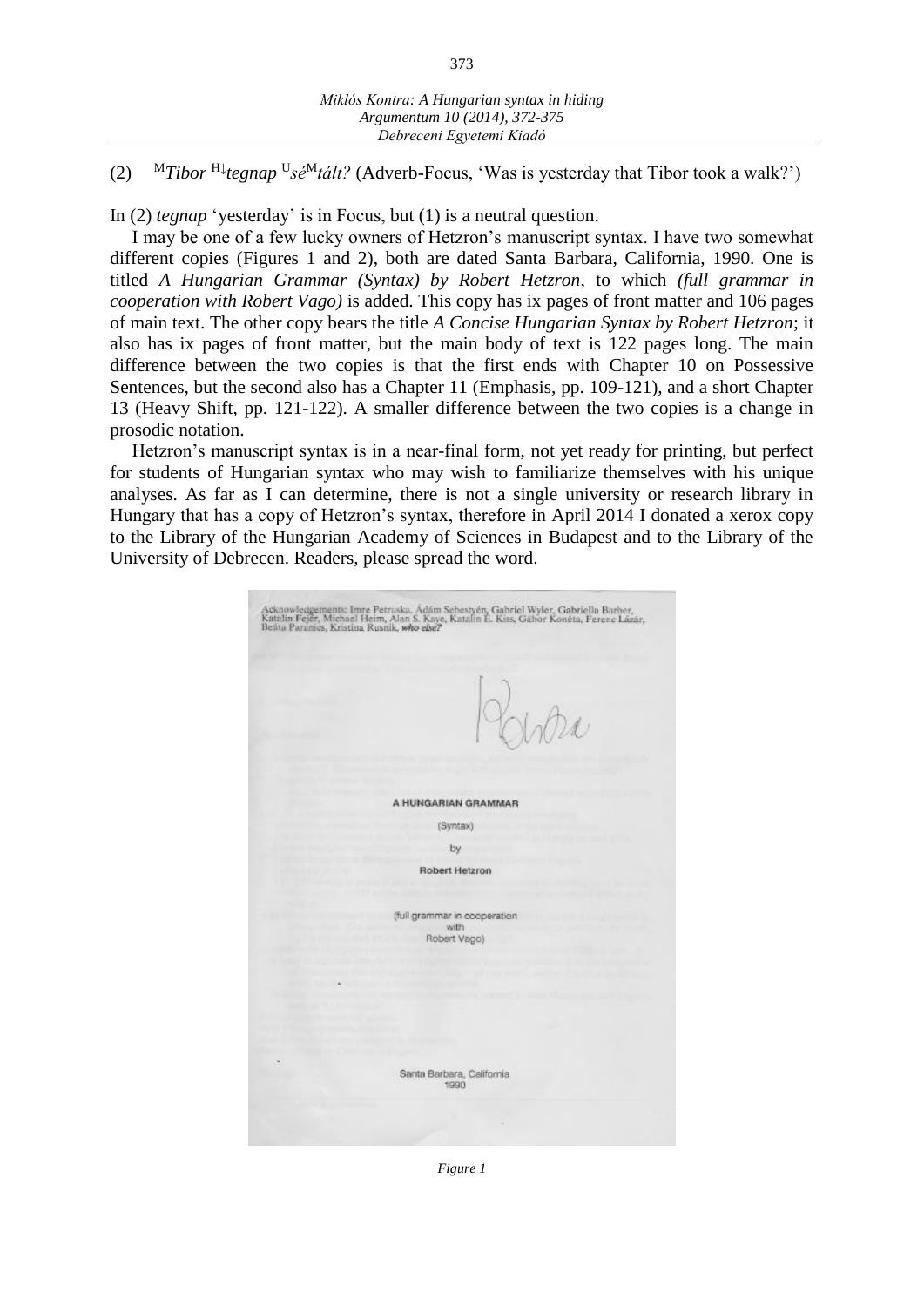(2) $^{M}$*Tibor* $^{H\downarrow}$*tegnap* $^{U}$*sé*$^{M}$*tált?* (Adverb-Focus, 'Was is yesterday that Tibor took a walk?')

In (2) *tegnap* 'yesterday' is in Focus, but (1) is a neutral question.

I may be one of a few lucky owners of Hetzron's manuscript syntax. I have two somewhat different copies (Figures 1 and 2), both are dated Santa Barbara, California, 1990. One is titled *A Hungarian Grammar (Syntax) by Robert Hetzron*, to which *(full grammar in cooperation with Robert Vago)* is added. This copy has ix pages of front matter and 106 pages of main text. The other copy bears the title *A Concise Hungarian Syntax by Robert Hetzron*; it also has ix pages of front matter, but the main body of text is 122 pages long. The main difference between the two copies is that the first ends with Chapter 10 on Possessive Sentences, but the second also has a Chapter 11 (Emphasis, pp. 109-121), and a short Chapter 13 (Heavy Shift, pp. 121-122). A smaller difference between the two copies is a change in prosodic notation.

Hetzron's manuscript syntax is in a near-final form, not yet ready for printing, but perfect for students of Hungarian syntax who may wish to familiarize themselves with his unique analyses. As far as I can determine, there is not a single university or research library in Hungary that has a copy of Hetzron's syntax, therefore in April 2014 I donated a xerox copy to the Library of the Hungarian Academy of Sciences in Budapest and to the Library of the University of Debrecen. Readers, please spread the word.

Acknowledgements: Imre Petruska, Ádám Sebestyén, Gabriel Wyler, Gabriella Barber, Katalin Fejér, Michael Heim, Alan S. Kaye, Katalin É. Kiss, Gábor Konéta, Ferenc Lázár, Beáta Paranics, Kristina Rusnik, *who else?*

A HUNGARIAN GRAMMAR

(Syntax)

by

Robert Hetzron

(full grammar in cooperation with Robert Vago)

Santa Barbara, California
1990

*Figure 1*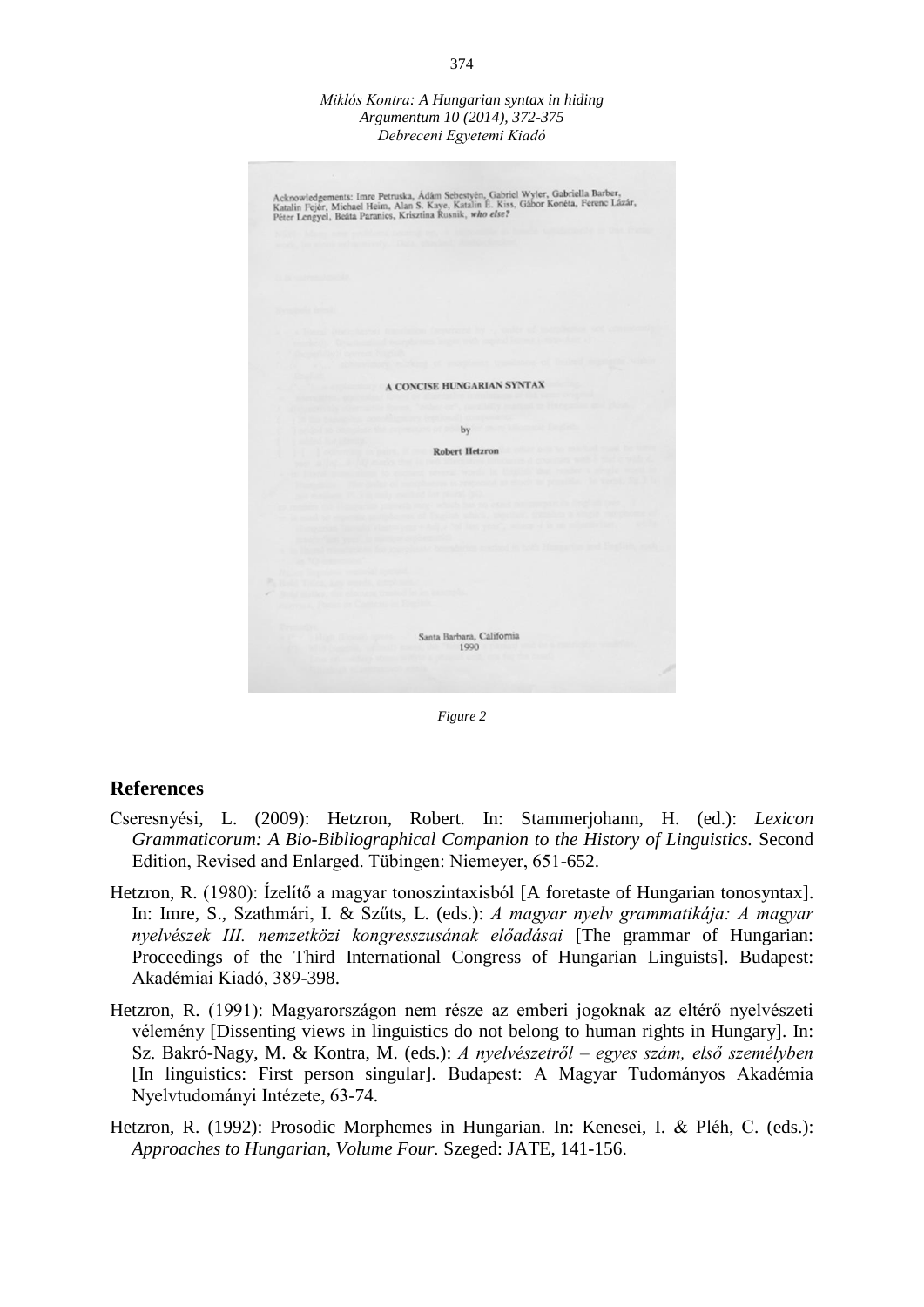Acknowledgements: Imre Petruska, Ádám Sebestyén, Gabriel Wyler, Gabriella Barber, Katalin Fejér, Michael Heim, Alan S. Kaye, Katalin É. Kiss, Gábor Konéta, Ferenc Lázár, Péter Lengyel, Beáta Paranics, Krisztina Rusnik, *who else?*

A CONCISE HUNGARIAN SYNTAX

by

Robert Hetzron

Santa Barbara, California
1990

*Figure 2*

## References

Cseresnyési, L. (2009): Hetzron, Robert. In: Stammerjohann, H. (ed.): *Lexicon Grammaticorum: A Bio-Bibliographical Companion to the History of Linguistics.* Second Edition, Revised and Enlarged. Tübingen: Niemeyer, 651-652.

Hetzron, R. (1980): Ízelítő a magyar tonoszintaxisból [A foretaste of Hungarian tonosyntax]. In: Imre, S., Szathmári, I. & Szűts, L. (eds.): *A magyar nyelv grammatikája: A magyar nyelvészek III. nemzetközi kongresszusának előadásai* [The grammar of Hungarian: Proceedings of the Third International Congress of Hungarian Linguists]. Budapest: Akadémiai Kiadó, 389-398.

Hetzron, R. (1991): Magyarországon nem része az emberi jogoknak az eltérő nyelvészeti vélemény [Dissenting views in linguistics do not belong to human rights in Hungary]. In: Sz. Bakró-Nagy, M. & Kontra, M. (eds.): *A nyelvészetről – egyes szám, első személyben* [In linguistics: First person singular]. Budapest: A Magyar Tudományos Akadémia Nyelvtudományi Intézete, 63-74.

Hetzron, R. (1992): Prosodic Morphemes in Hungarian. In: Kenesei, I. & Pléh, C. (eds.): *Approaches to Hungarian, Volume Four.* Szeged: JATE, 141-156.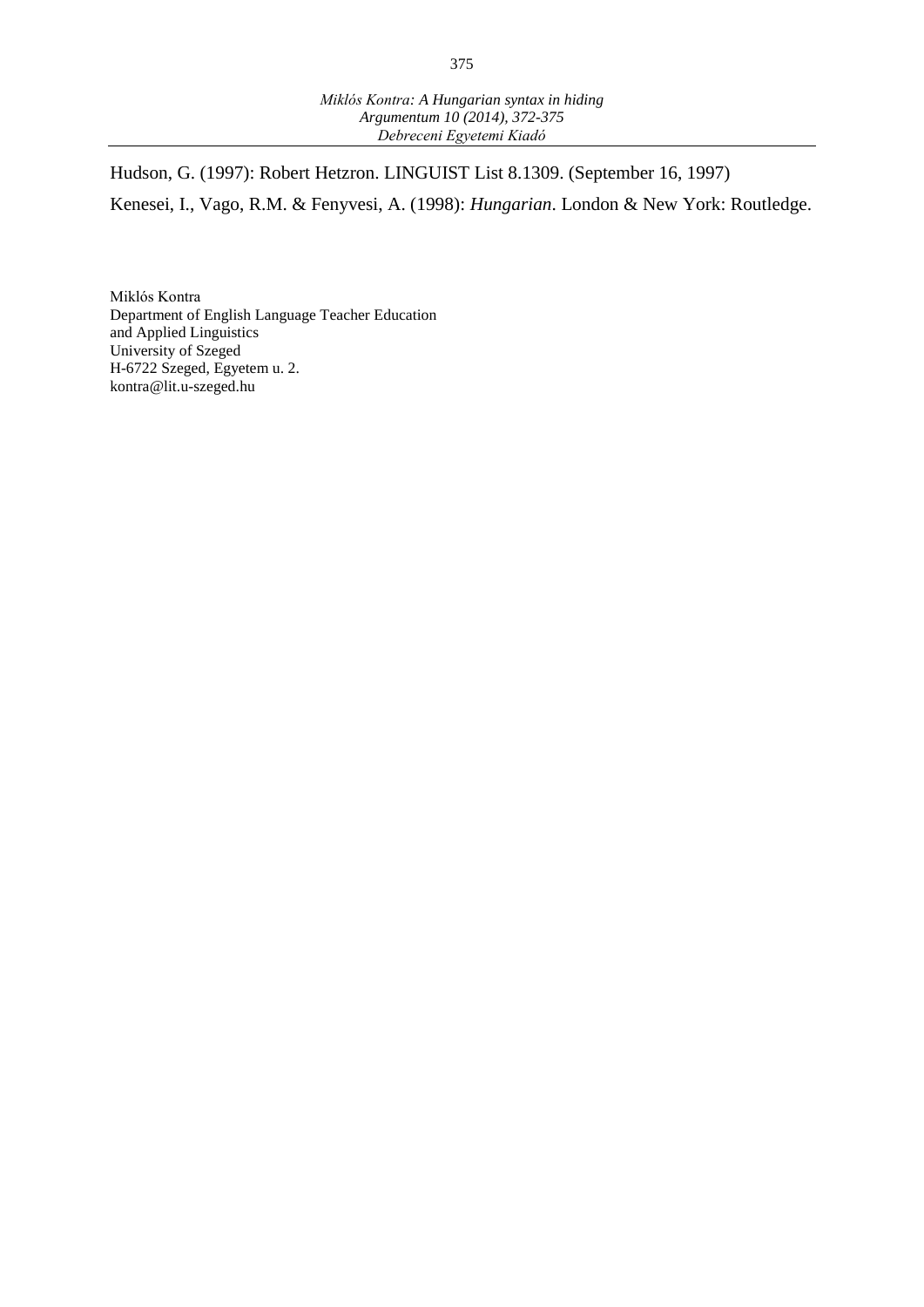Hudson, G. (1997): Robert Hetzron. LINGUIST List 8.1309. (September 16, 1997)

Kenesei, I., Vago, R.M. & Fenyvesi, A. (1998): *Hungarian*. London & New York: Routledge.

Miklós Kontra
Department of English Language Teacher Education
and Applied Linguistics
University of Szeged
H-6722 Szeged, Egyetem u. 2.
kontra@lit.u-szeged.hu